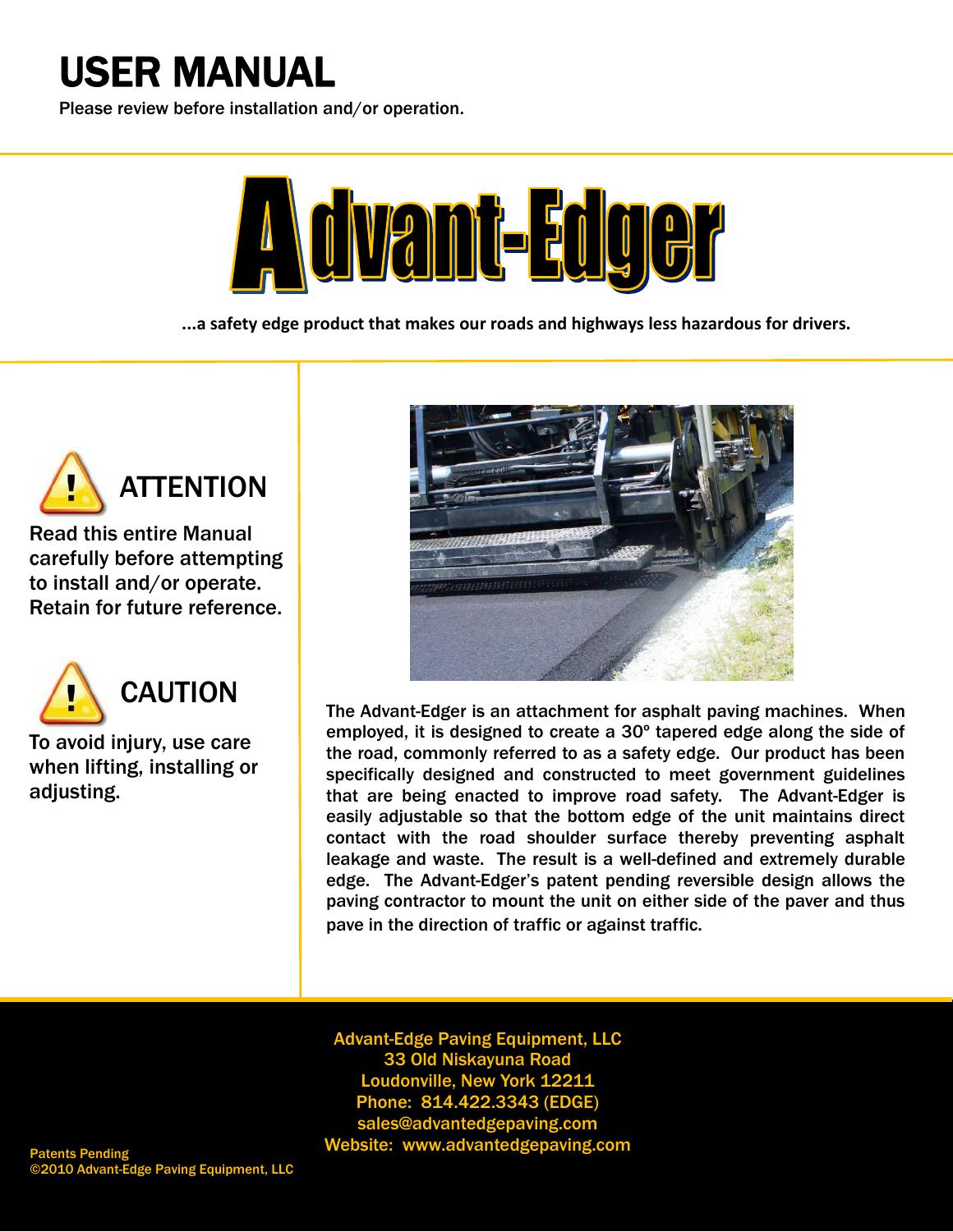# USER MANUAL

Please review before installation and/or operation.

# Advant-Edger

...a safety edge product that makes our roads and highways less hazardous for drivers.

## ATTENTION

Read this entire Manual carefully before attempting to install and/or operate. Retain for future reference.

## CAUTION

To avoid injury, use care when lifting, installing or adjusting.

The Advant-Edger is an attachment for asphalt paving machines. When employed, it is designed to create a 30º tapered edge along the side of the road, commonly referred to as a safety edge. Our product has been specifically designed and constructed to meet government guidelines that are being enacted to improve road safety. The Advant-Edger is easily adjustable so that the bottom edge of the unit maintains direct contact with the road shoulder surface thereby preventing asphalt leakage and waste. The result is a well-defined and extremely durable edge. The Advant-Edger's patent pending reversible design allows the paving contractor to mount the unit on either side of the paver and thus pave in the direction of traffic or against traffic.

Advant-Edge Paving Equipment, LLC
33 Old Niskayuna Road
Loudonville, New York 12211
Phone: 814.422.3343 (EDGE)
sales@advantedgepaving.com
Website: www.advantedgepaving.com

Patents Pending
©2010 Advant-Edge Paving Equipment, LLC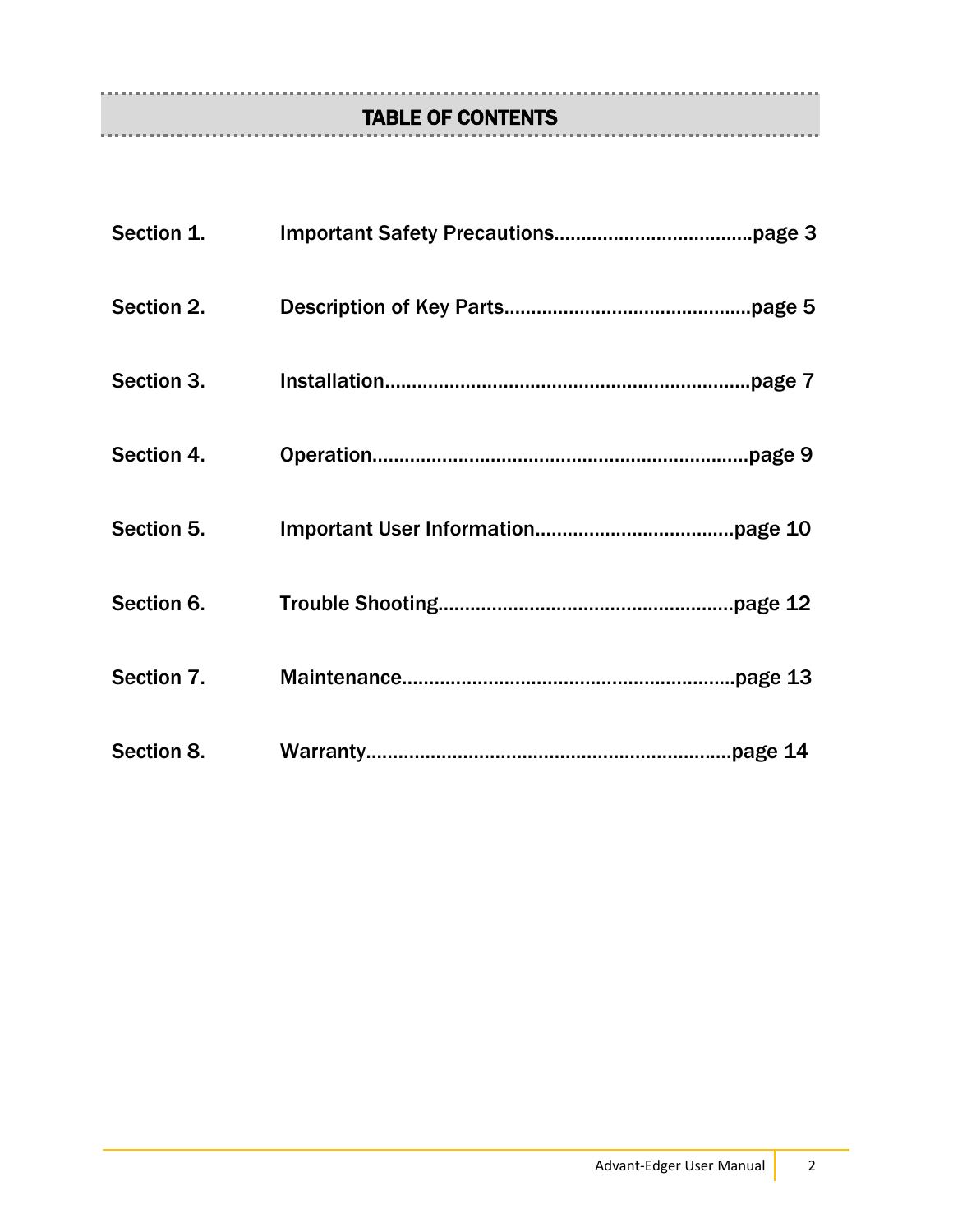## TABLE OF CONTENTS

| | |
|---|---|
| Section 1. | Important Safety Precautions....................................page 3 |
| Section 2. | Description of Key Parts.............................................page 5 |
| Section 3. | Installation...................................................................page 7 |
| Section 4. | Operation.....................................................................page 9 |
| Section 5. | Important User Information....................................page 10 |
| Section 6. | Trouble Shooting......................................................page 12 |
| Section 7. | Maintenance.............................................................page 13 |
| Section 8. | Warranty...................................................................page 14 |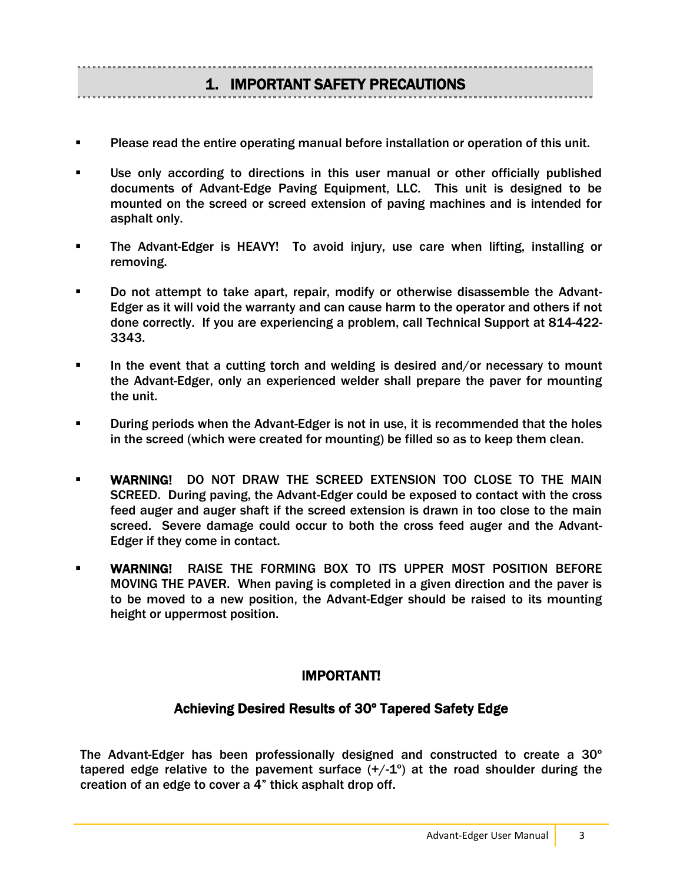# 1. IMPORTANT SAFETY PRECAUTIONS

- Please read the entire operating manual before installation or operation of this unit.
- Use only according to directions in this user manual or other officially published documents of Advant-Edge Paving Equipment, LLC. This unit is designed to be mounted on the screed or screed extension of paving machines and is intended for asphalt only.
- The Advant-Edger is HEAVY! To avoid injury, use care when lifting, installing or removing.
- Do not attempt to take apart, repair, modify or otherwise disassemble the Advant-Edger as it will void the warranty and can cause harm to the operator and others if not done correctly. If you are experiencing a problem, call Technical Support at 814-422-3343.
- In the event that a cutting torch and welding is desired and/or necessary to mount the Advant-Edger, only an experienced welder shall prepare the paver for mounting the unit.
- During periods when the Advant-Edger is not in use, it is recommended that the holes in the screed (which were created for mounting) be filled so as to keep them clean.
- **WARNING!** DO NOT DRAW THE SCREED EXTENSION TOO CLOSE TO THE MAIN SCREED. During paving, the Advant-Edger could be exposed to contact with the cross feed auger and auger shaft if the screed extension is drawn in too close to the main screed. Severe damage could occur to both the cross feed auger and the Advant-Edger if they come in contact.
- **WARNING!** RAISE THE FORMING BOX TO ITS UPPER MOST POSITION BEFORE MOVING THE PAVER. When paving is completed in a given direction and the paver is to be moved to a new position, the Advant-Edger should be raised to its mounting height or uppermost position.

## IMPORTANT!

### Achieving Desired Results of 30° Tapered Safety Edge

The Advant-Edger has been professionally designed and constructed to create a 30° tapered edge relative to the pavement surface (+/-1°) at the road shoulder during the creation of an edge to cover a 4" thick asphalt drop off.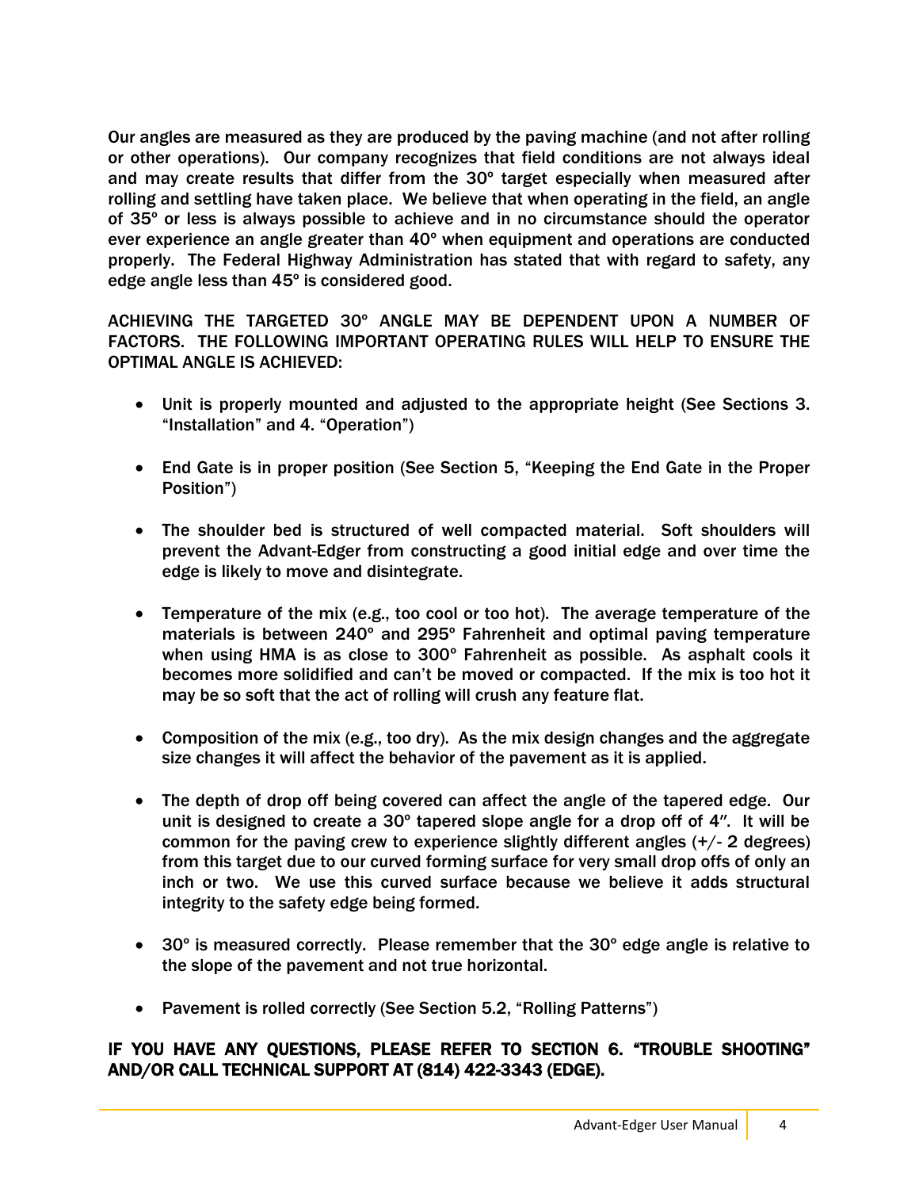Our angles are measured as they are produced by the paving machine (and not after rolling or other operations). Our company recognizes that field conditions are not always ideal and may create results that differ from the 30º target especially when measured after rolling and settling have taken place. We believe that when operating in the field, an angle of 35º or less is always possible to achieve and in no circumstance should the operator ever experience an angle greater than 40º when equipment and operations are conducted properly. The Federal Highway Administration has stated that with regard to safety, any edge angle less than 45º is considered good.

ACHIEVING THE TARGETED 30º ANGLE MAY BE DEPENDENT UPON A NUMBER OF FACTORS. THE FOLLOWING IMPORTANT OPERATING RULES WILL HELP TO ENSURE THE OPTIMAL ANGLE IS ACHIEVED:

- Unit is properly mounted and adjusted to the appropriate height (See Sections 3. "Installation" and 4. "Operation")
- End Gate is in proper position (See Section 5, "Keeping the End Gate in the Proper Position")
- The shoulder bed is structured of well compacted material. Soft shoulders will prevent the Advant-Edger from constructing a good initial edge and over time the edge is likely to move and disintegrate.
- Temperature of the mix (e.g., too cool or too hot). The average temperature of the materials is between 240º and 295º Fahrenheit and optimal paving temperature when using HMA is as close to 300º Fahrenheit as possible. As asphalt cools it becomes more solidified and can't be moved or compacted. If the mix is too hot it may be so soft that the act of rolling will crush any feature flat.
- Composition of the mix (e.g., too dry). As the mix design changes and the aggregate size changes it will affect the behavior of the pavement as it is applied.
- The depth of drop off being covered can affect the angle of the tapered edge. Our unit is designed to create a 30º tapered slope angle for a drop off of 4". It will be common for the paving crew to experience slightly different angles (+/- 2 degrees) from this target due to our curved forming surface for very small drop offs of only an inch or two. We use this curved surface because we believe it adds structural integrity to the safety edge being formed.
- 30º is measured correctly. Please remember that the 30º edge angle is relative to the slope of the pavement and not true horizontal.
- Pavement is rolled correctly (See Section 5.2, "Rolling Patterns")

**IF YOU HAVE ANY QUESTIONS, PLEASE REFER TO SECTION 6. "TROUBLE SHOOTING" AND/OR CALL TECHNICAL SUPPORT AT (814) 422-3343 (EDGE).**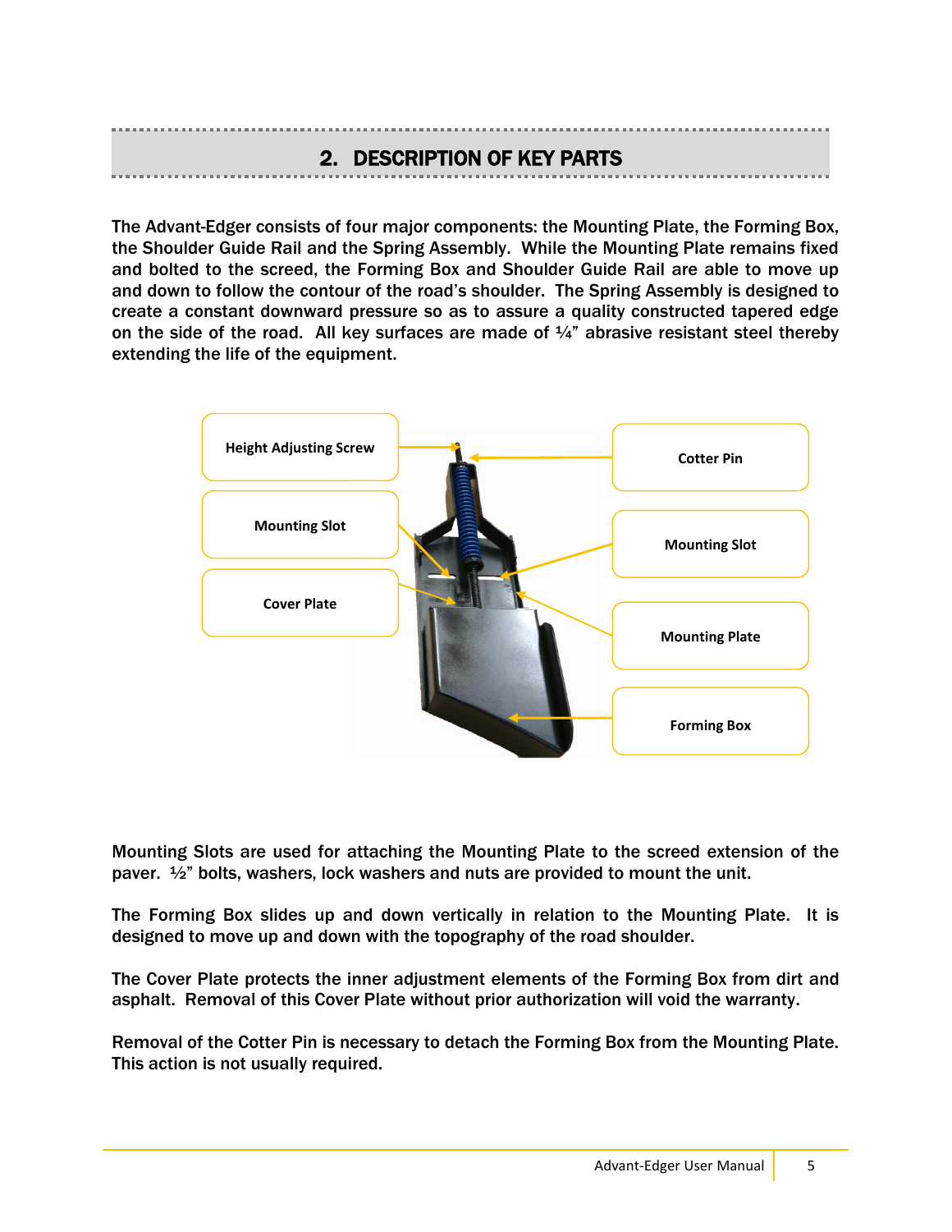## 2. DESCRIPTION OF KEY PARTS

The Advant-Edger consists of four major components: the Mounting Plate, the Forming Box, the Shoulder Guide Rail and the Spring Assembly. While the Mounting Plate remains fixed and bolted to the screed, the Forming Box and Shoulder Guide Rail are able to move up and down to follow the contour of the road's shoulder. The Spring Assembly is designed to create a constant downward pressure so as to assure a quality constructed tapered edge on the side of the road. All key surfaces are made of ¼" abrasive resistant steel thereby extending the life of the equipment.

Height Adjusting Screw

Cotter Pin

Mounting Slot

Mounting Slot

Cover Plate

Mounting Plate

Forming Box

Mounting Slots are used for attaching the Mounting Plate to the screed extension of the paver. ½" bolts, washers, lock washers and nuts are provided to mount the unit.

The Forming Box slides up and down vertically in relation to the Mounting Plate. It is designed to move up and down with the topography of the road shoulder.

The Cover Plate protects the inner adjustment elements of the Forming Box from dirt and asphalt. Removal of this Cover Plate without prior authorization will void the warranty.

Removal of the Cotter Pin is necessary to detach the Forming Box from the Mounting Plate. This action is not usually required.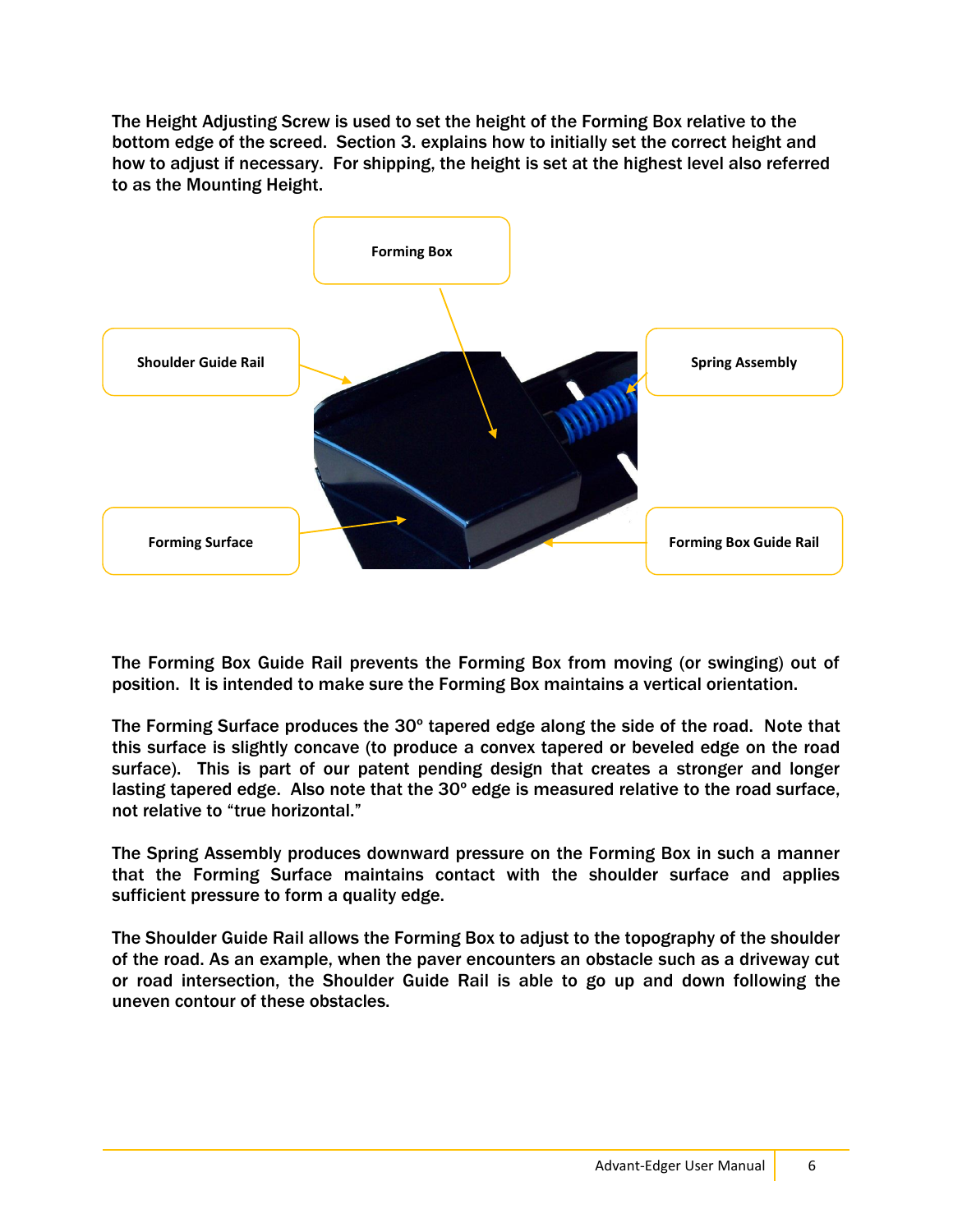The Height Adjusting Screw is used to set the height of the Forming Box relative to the bottom edge of the screed. Section 3. explains how to initially set the correct height and how to adjust if necessary. For shipping, the height is set at the highest level also referred to as the Mounting Height.

Forming Box

Shoulder Guide Rail

Spring Assembly

Forming Surface

Forming Box Guide Rail

The Forming Box Guide Rail prevents the Forming Box from moving (or swinging) out of position. It is intended to make sure the Forming Box maintains a vertical orientation.

The Forming Surface produces the 30º tapered edge along the side of the road. Note that this surface is slightly concave (to produce a convex tapered or beveled edge on the road surface). This is part of our patent pending design that creates a stronger and longer lasting tapered edge. Also note that the 30º edge is measured relative to the road surface, not relative to "true horizontal."

The Spring Assembly produces downward pressure on the Forming Box in such a manner that the Forming Surface maintains contact with the shoulder surface and applies sufficient pressure to form a quality edge.

The Shoulder Guide Rail allows the Forming Box to adjust to the topography of the shoulder of the road. As an example, when the paver encounters an obstacle such as a driveway cut or road intersection, the Shoulder Guide Rail is able to go up and down following the uneven contour of these obstacles.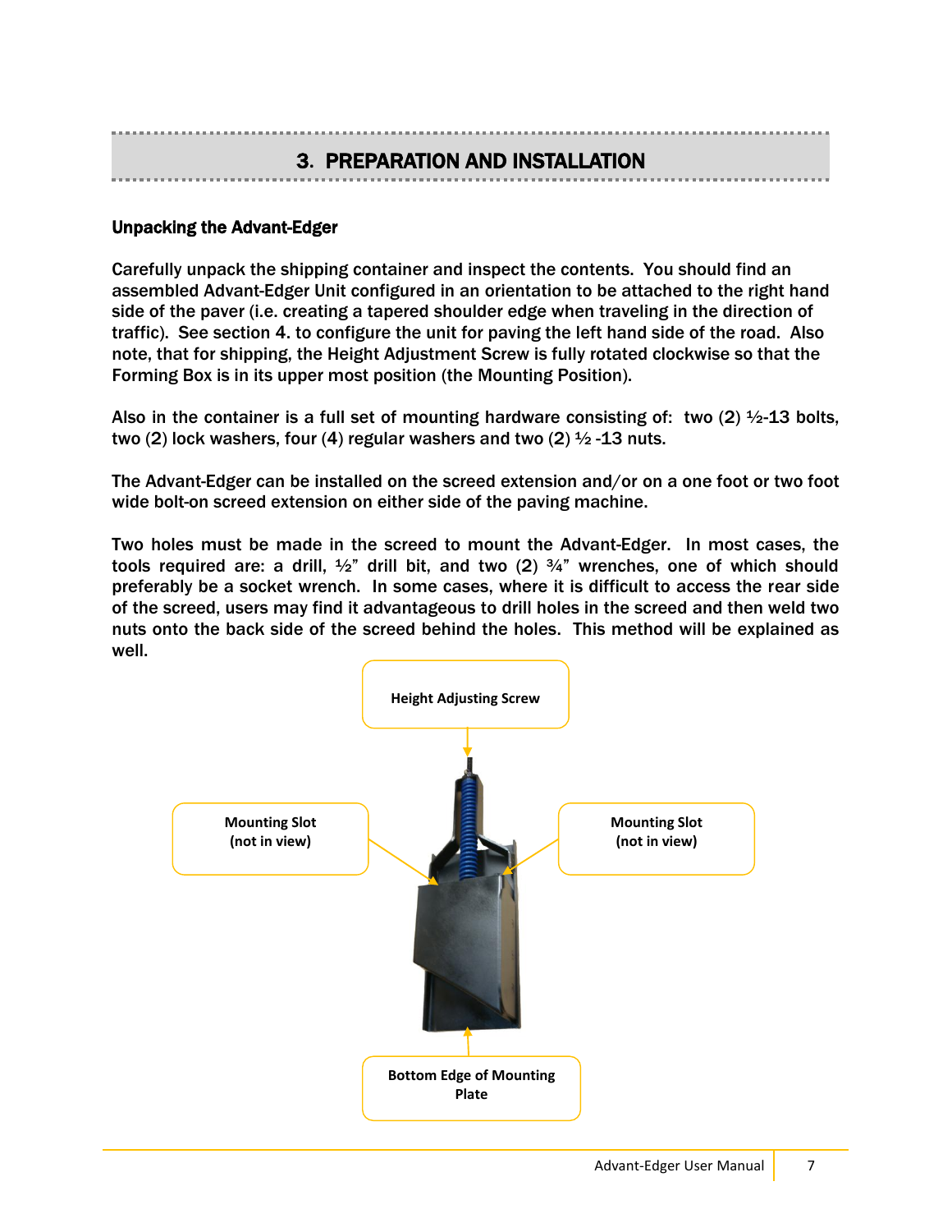# 3. PREPARATION AND INSTALLATION

**Unpacking the Advant-Edger**

Carefully unpack the shipping container and inspect the contents. You should find an assembled Advant-Edger Unit configured in an orientation to be attached to the right hand side of the paver (i.e. creating a tapered shoulder edge when traveling in the direction of traffic). See section 4. to configure the unit for paving the left hand side of the road. Also note, that for shipping, the Height Adjustment Screw is fully rotated clockwise so that the Forming Box is in its upper most position (the Mounting Position).

Also in the container is a full set of mounting hardware consisting of: two (2) ½-13 bolts, two (2) lock washers, four (4) regular washers and two (2) ½ -13 nuts.

The Advant-Edger can be installed on the screed extension and/or on a one foot or two foot wide bolt-on screed extension on either side of the paving machine.

Two holes must be made in the screed to mount the Advant-Edger. In most cases, the tools required are: a drill, ½" drill bit, and two (2) ¾" wrenches, one of which should preferably be a socket wrench. In some cases, where it is difficult to access the rear side of the screed, users may find it advantageous to drill holes in the screed and then weld two nuts onto the back side of the screed behind the holes. This method will be explained as well.

Height Adjusting Screw

Mounting Slot (not in view)

Mounting Slot (not in view)

Bottom Edge of Mounting Plate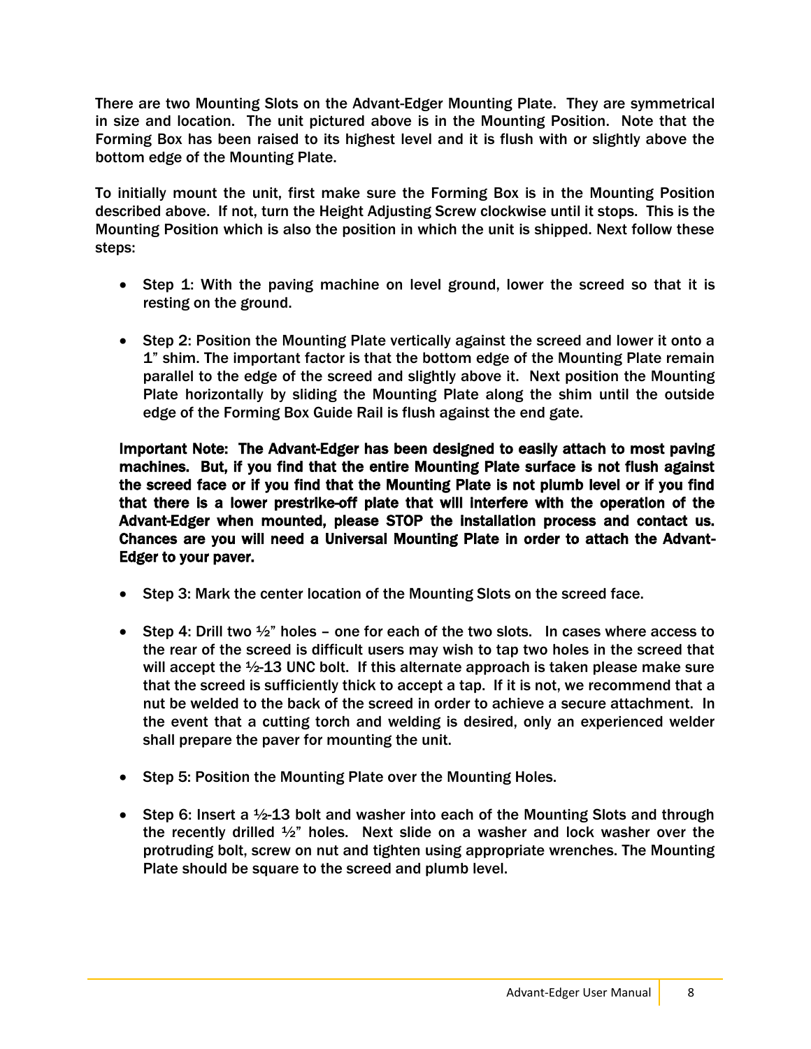There are two Mounting Slots on the Advant-Edger Mounting Plate. They are symmetrical in size and location. The unit pictured above is in the Mounting Position. Note that the Forming Box has been raised to its highest level and it is flush with or slightly above the bottom edge of the Mounting Plate.

To initially mount the unit, first make sure the Forming Box is in the Mounting Position described above. If not, turn the Height Adjusting Screw clockwise until it stops. This is the Mounting Position which is also the position in which the unit is shipped. Next follow these steps:

- Step 1: With the paving machine on level ground, lower the screed so that it is resting on the ground.

- Step 2: Position the Mounting Plate vertically against the screed and lower it onto a 1" shim. The important factor is that the bottom edge of the Mounting Plate remain parallel to the edge of the screed and slightly above it. Next position the Mounting Plate horizontally by sliding the Mounting Plate along the shim until the outside edge of the Forming Box Guide Rail is flush against the end gate.

**Important Note: The Advant-Edger has been designed to easily attach to most paving machines. But, if you find that the entire Mounting Plate surface is not flush against the screed face or if you find that the Mounting Plate is not plumb level or if you find that there is a lower prestrike-off plate that will interfere with the operation of the Advant-Edger when mounted, please STOP the installation process and contact us. Chances are you will need a Universal Mounting Plate in order to attach the Advant-Edger to your paver.**

- Step 3: Mark the center location of the Mounting Slots on the screed face.

- Step 4: Drill two ½" holes – one for each of the two slots. In cases where access to the rear of the screed is difficult users may wish to tap two holes in the screed that will accept the ½-13 UNC bolt. If this alternate approach is taken please make sure that the screed is sufficiently thick to accept a tap. If it is not, we recommend that a nut be welded to the back of the screed in order to achieve a secure attachment. In the event that a cutting torch and welding is desired, only an experienced welder shall prepare the paver for mounting the unit.

- Step 5: Position the Mounting Plate over the Mounting Holes.

- Step 6: Insert a ½-13 bolt and washer into each of the Mounting Slots and through the recently drilled ½" holes. Next slide on a washer and lock washer over the protruding bolt, screw on nut and tighten using appropriate wrenches. The Mounting Plate should be square to the screed and plumb level.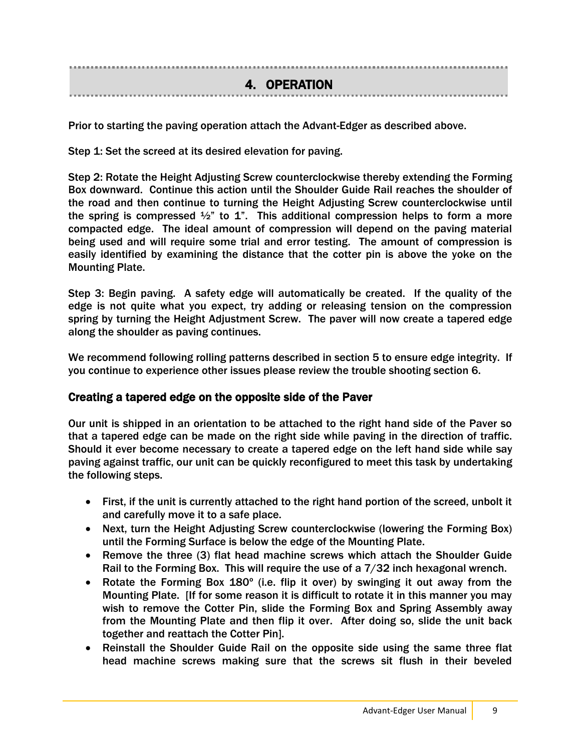## 4. OPERATION

Prior to starting the paving operation attach the Advant-Edger as described above.

Step 1: Set the screed at its desired elevation for paving.

Step 2: Rotate the Height Adjusting Screw counterclockwise thereby extending the Forming Box downward. Continue this action until the Shoulder Guide Rail reaches the shoulder of the road and then continue to turning the Height Adjusting Screw counterclockwise until the spring is compressed ½" to 1". This additional compression helps to form a more compacted edge. The ideal amount of compression will depend on the paving material being used and will require some trial and error testing. The amount of compression is easily identified by examining the distance that the cotter pin is above the yoke on the Mounting Plate.

Step 3: Begin paving. A safety edge will automatically be created. If the quality of the edge is not quite what you expect, try adding or releasing tension on the compression spring by turning the Height Adjustment Screw. The paver will now create a tapered edge along the shoulder as paving continues.

We recommend following rolling patterns described in section 5 to ensure edge integrity. If you continue to experience other issues please review the trouble shooting section 6.

### Creating a tapered edge on the opposite side of the Paver

Our unit is shipped in an orientation to be attached to the right hand side of the Paver so that a tapered edge can be made on the right side while paving in the direction of traffic. Should it ever become necessary to create a tapered edge on the left hand side while say paving against traffic, our unit can be quickly reconfigured to meet this task by undertaking the following steps.

- First, if the unit is currently attached to the right hand portion of the screed, unbolt it and carefully move it to a safe place.
- Next, turn the Height Adjusting Screw counterclockwise (lowering the Forming Box) until the Forming Surface is below the edge of the Mounting Plate.
- Remove the three (3) flat head machine screws which attach the Shoulder Guide Rail to the Forming Box. This will require the use of a 7/32 inch hexagonal wrench.
- Rotate the Forming Box 180º (i.e. flip it over) by swinging it out away from the Mounting Plate. [If for some reason it is difficult to rotate it in this manner you may wish to remove the Cotter Pin, slide the Forming Box and Spring Assembly away from the Mounting Plate and then flip it over. After doing so, slide the unit back together and reattach the Cotter Pin].
- Reinstall the Shoulder Guide Rail on the opposite side using the same three flat head machine screws making sure that the screws sit flush in their beveled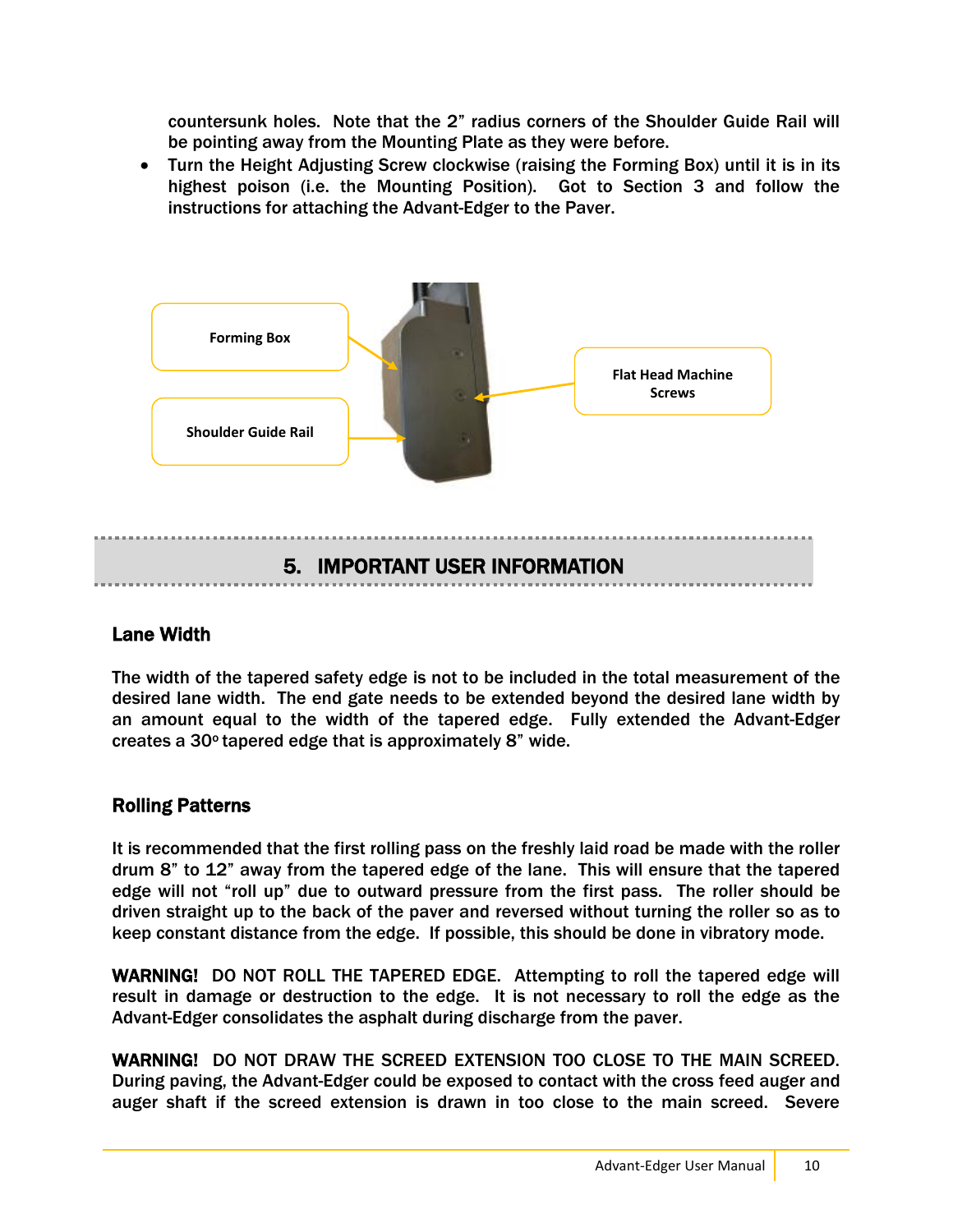countersunk holes. Note that the 2" radius corners of the Shoulder Guide Rail will be pointing away from the Mounting Plate as they were before.

- Turn the Height Adjusting Screw clockwise (raising the Forming Box) until it is in its highest poison (i.e. the Mounting Position). Got to Section 3 and follow the instructions for attaching the Advant-Edger to the Paver.

Forming Box

Shoulder Guide Rail

Flat Head Machine Screws

## 5. IMPORTANT USER INFORMATION

### Lane Width

The width of the tapered safety edge is not to be included in the total measurement of the desired lane width. The end gate needs to be extended beyond the desired lane width by an amount equal to the width of the tapered edge. Fully extended the Advant-Edger creates a 30º tapered edge that is approximately 8" wide.

### Rolling Patterns

It is recommended that the first rolling pass on the freshly laid road be made with the roller drum 8" to 12" away from the tapered edge of the lane. This will ensure that the tapered edge will not "roll up" due to outward pressure from the first pass. The roller should be driven straight up to the back of the paver and reversed without turning the roller so as to keep constant distance from the edge. If possible, this should be done in vibratory mode.

**WARNING!** DO NOT ROLL THE TAPERED EDGE. Attempting to roll the tapered edge will result in damage or destruction to the edge. It is not necessary to roll the edge as the Advant-Edger consolidates the asphalt during discharge from the paver.

**WARNING!** DO NOT DRAW THE SCREED EXTENSION TOO CLOSE TO THE MAIN SCREED. During paving, the Advant-Edger could be exposed to contact with the cross feed auger and auger shaft if the screed extension is drawn in too close to the main screed. Severe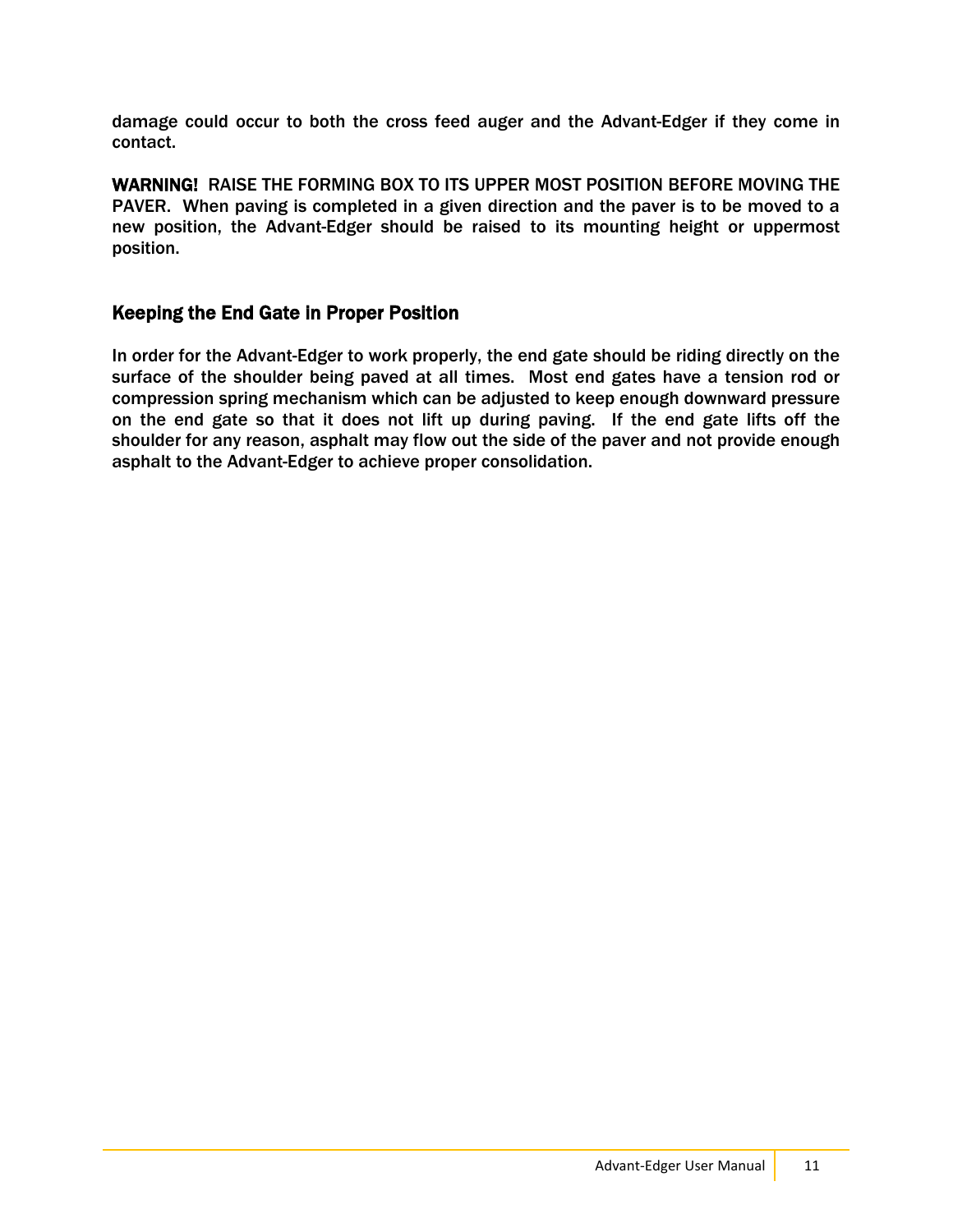damage could occur to both the cross feed auger and the Advant-Edger if they come in contact.

**WARNING!** RAISE THE FORMING BOX TO ITS UPPER MOST POSITION BEFORE MOVING THE PAVER. When paving is completed in a given direction and the paver is to be moved to a new position, the Advant-Edger should be raised to its mounting height or uppermost position.

## Keeping the End Gate in Proper Position

In order for the Advant-Edger to work properly, the end gate should be riding directly on the surface of the shoulder being paved at all times. Most end gates have a tension rod or compression spring mechanism which can be adjusted to keep enough downward pressure on the end gate so that it does not lift up during paving. If the end gate lifts off the shoulder for any reason, asphalt may flow out the side of the paver and not provide enough asphalt to the Advant-Edger to achieve proper consolidation.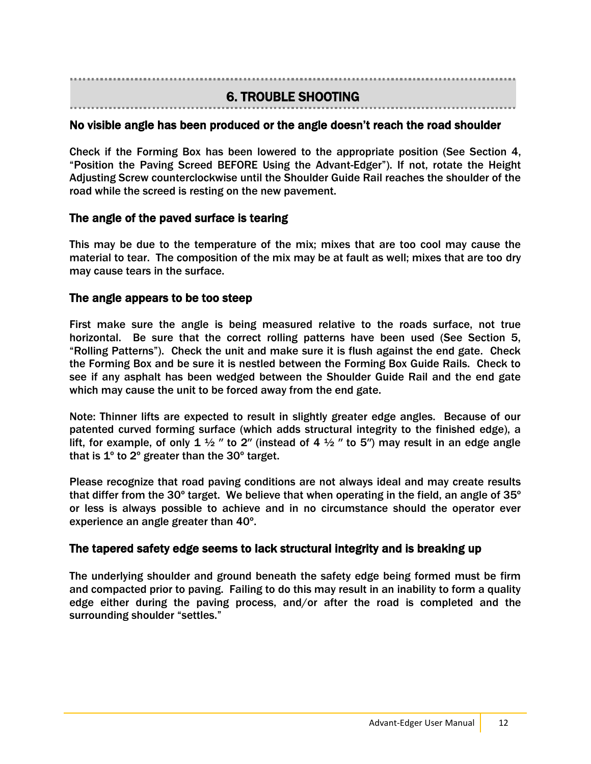# 6. TROUBLE SHOOTING

## No visible angle has been produced or the angle doesn't reach the road shoulder

Check if the Forming Box has been lowered to the appropriate position (See Section 4, "Position the Paving Screed BEFORE Using the Advant-Edger"). If not, rotate the Height Adjusting Screw counterclockwise until the Shoulder Guide Rail reaches the shoulder of the road while the screed is resting on the new pavement.

## The angle of the paved surface is tearing

This may be due to the temperature of the mix; mixes that are too cool may cause the material to tear. The composition of the mix may be at fault as well; mixes that are too dry may cause tears in the surface.

## The angle appears to be too steep

First make sure the angle is being measured relative to the roads surface, not true horizontal. Be sure that the correct rolling patterns have been used (See Section 5, "Rolling Patterns"). Check the unit and make sure it is flush against the end gate. Check the Forming Box and be sure it is nestled between the Forming Box Guide Rails. Check to see if any asphalt has been wedged between the Shoulder Guide Rail and the end gate which may cause the unit to be forced away from the end gate.

Note: Thinner lifts are expected to result in slightly greater edge angles. Because of our patented curved forming surface (which adds structural integrity to the finished edge), a lift, for example, of only 1 ½ " to 2" (instead of 4 ½ " to 5") may result in an edge angle that is 1º to 2º greater than the 30º target.

Please recognize that road paving conditions are not always ideal and may create results that differ from the 30º target. We believe that when operating in the field, an angle of 35º or less is always possible to achieve and in no circumstance should the operator ever experience an angle greater than 40º.

## The tapered safety edge seems to lack structural integrity and is breaking up

The underlying shoulder and ground beneath the safety edge being formed must be firm and compacted prior to paving. Failing to do this may result in an inability to form a quality edge either during the paving process, and/or after the road is completed and the surrounding shoulder "settles."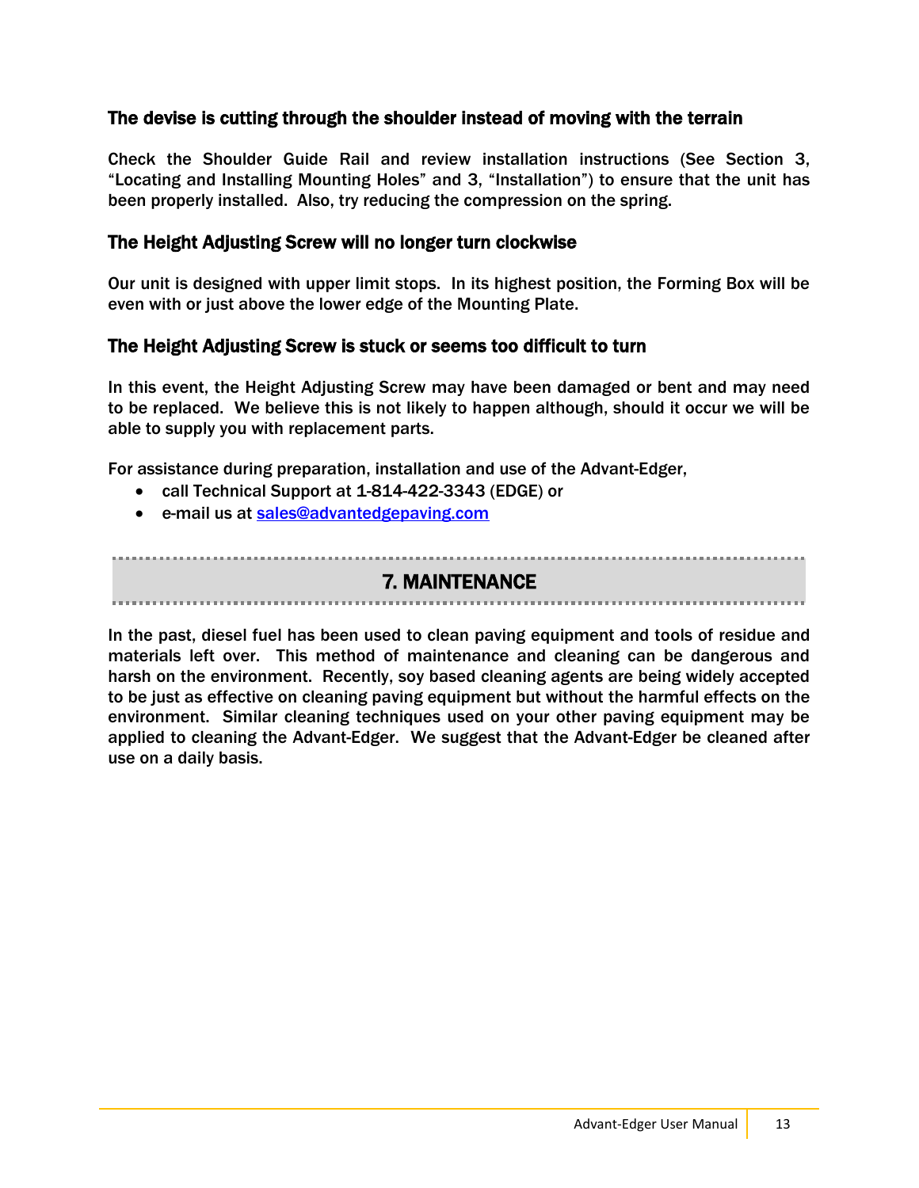### The devise is cutting through the shoulder instead of moving with the terrain

Check the Shoulder Guide Rail and review installation instructions (See Section 3, "Locating and Installing Mounting Holes" and 3, "Installation") to ensure that the unit has been properly installed. Also, try reducing the compression on the spring.

### The Height Adjusting Screw will no longer turn clockwise

Our unit is designed with upper limit stops. In its highest position, the Forming Box will be even with or just above the lower edge of the Mounting Plate.

### The Height Adjusting Screw is stuck or seems too difficult to turn

In this event, the Height Adjusting Screw may have been damaged or bent and may need to be replaced. We believe this is not likely to happen although, should it occur we will be able to supply you with replacement parts.

For assistance during preparation, installation and use of the Advant-Edger,

- call Technical Support at 1-814-422-3343 (EDGE) or
- e-mail us at sales@advantedgepaving.com

## 7. MAINTENANCE

In the past, diesel fuel has been used to clean paving equipment and tools of residue and materials left over. This method of maintenance and cleaning can be dangerous and harsh on the environment. Recently, soy based cleaning agents are being widely accepted to be just as effective on cleaning paving equipment but without the harmful effects on the environment. Similar cleaning techniques used on your other paving equipment may be applied to cleaning the Advant-Edger. We suggest that the Advant-Edger be cleaned after use on a daily basis.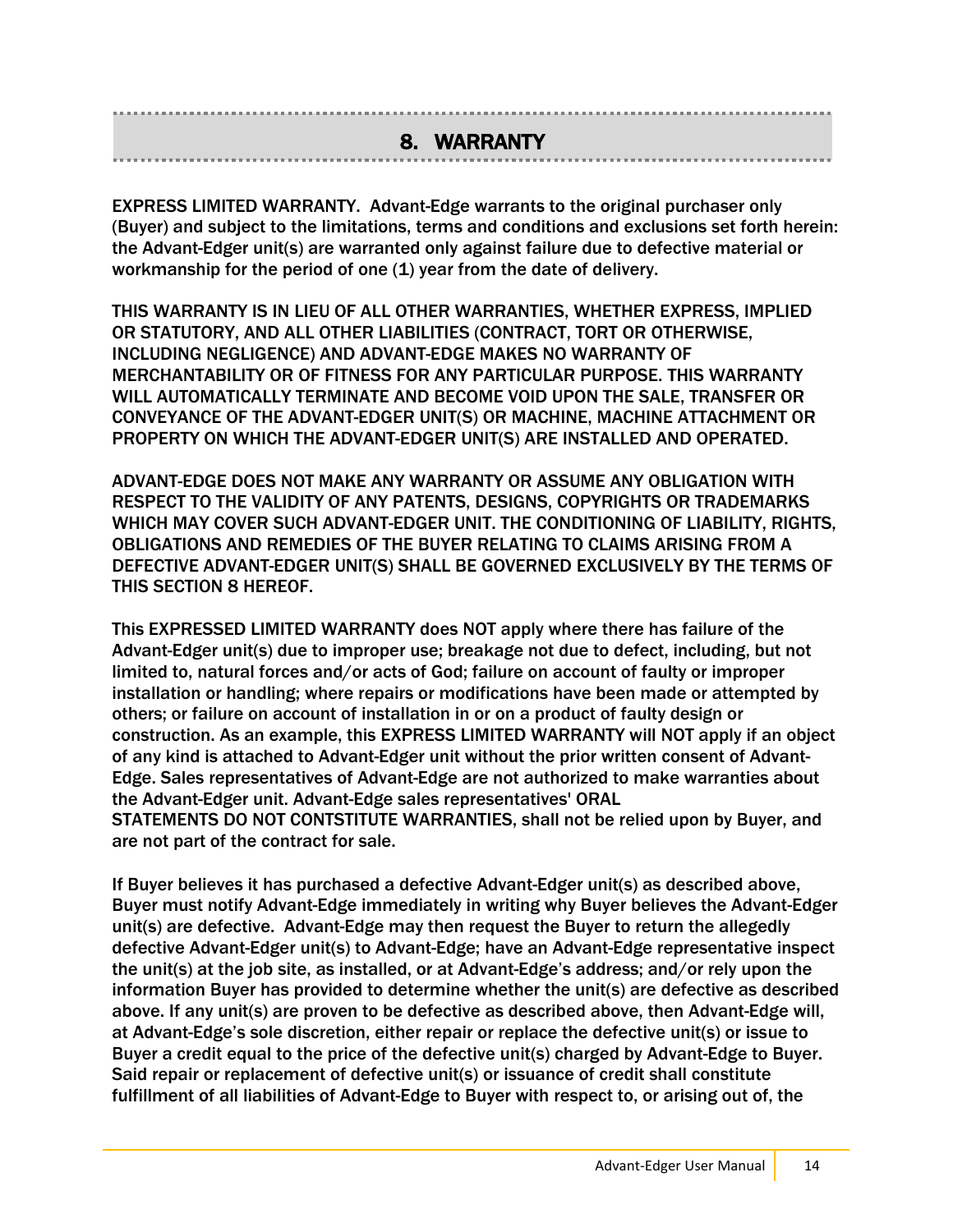## 8. WARRANTY

EXPRESS LIMITED WARRANTY. Advant-Edge warrants to the original purchaser only (Buyer) and subject to the limitations, terms and conditions and exclusions set forth herein: the Advant-Edger unit(s) are warranted only against failure due to defective material or workmanship for the period of one (1) year from the date of delivery.

THIS WARRANTY IS IN LIEU OF ALL OTHER WARRANTIES, WHETHER EXPRESS, IMPLIED OR STATUTORY, AND ALL OTHER LIABILITIES (CONTRACT, TORT OR OTHERWISE, INCLUDING NEGLIGENCE) AND ADVANT-EDGE MAKES NO WARRANTY OF MERCHANTABILITY OR OF FITNESS FOR ANY PARTICULAR PURPOSE. THIS WARRANTY WILL AUTOMATICALLY TERMINATE AND BECOME VOID UPON THE SALE, TRANSFER OR CONVEYANCE OF THE ADVANT-EDGER UNIT(S) OR MACHINE, MACHINE ATTACHMENT OR PROPERTY ON WHICH THE ADVANT-EDGER UNIT(S) ARE INSTALLED AND OPERATED.

ADVANT-EDGE DOES NOT MAKE ANY WARRANTY OR ASSUME ANY OBLIGATION WITH RESPECT TO THE VALIDITY OF ANY PATENTS, DESIGNS, COPYRIGHTS OR TRADEMARKS WHICH MAY COVER SUCH ADVANT-EDGER UNIT. THE CONDITIONING OF LIABILITY, RIGHTS, OBLIGATIONS AND REMEDIES OF THE BUYER RELATING TO CLAIMS ARISING FROM A DEFECTIVE ADVANT-EDGER UNIT(S) SHALL BE GOVERNED EXCLUSIVELY BY THE TERMS OF THIS SECTION 8 HEREOF.

This EXPRESSED LIMITED WARRANTY does NOT apply where there has failure of the Advant-Edger unit(s) due to improper use; breakage not due to defect, including, but not limited to, natural forces and/or acts of God; failure on account of faulty or improper installation or handling; where repairs or modifications have been made or attempted by others; or failure on account of installation in or on a product of faulty design or construction. As an example, this EXPRESS LIMITED WARRANTY will NOT apply if an object of any kind is attached to Advant-Edger unit without the prior written consent of Advant-Edge. Sales representatives of Advant-Edge are not authorized to make warranties about the Advant-Edger unit. Advant-Edge sales representatives' ORAL STATEMENTS DO NOT CONTSTITUTE WARRANTIES, shall not be relied upon by Buyer, and are not part of the contract for sale.

If Buyer believes it has purchased a defective Advant-Edger unit(s) as described above, Buyer must notify Advant-Edge immediately in writing why Buyer believes the Advant-Edger unit(s) are defective. Advant-Edge may then request the Buyer to return the allegedly defective Advant-Edger unit(s) to Advant-Edge; have an Advant-Edge representative inspect the unit(s) at the job site, as installed, or at Advant-Edge's address; and/or rely upon the information Buyer has provided to determine whether the unit(s) are defective as described above. If any unit(s) are proven to be defective as described above, then Advant-Edge will, at Advant-Edge's sole discretion, either repair or replace the defective unit(s) or issue to Buyer a credit equal to the price of the defective unit(s) charged by Advant-Edge to Buyer. Said repair or replacement of defective unit(s) or issuance of credit shall constitute fulfillment of all liabilities of Advant-Edge to Buyer with respect to, or arising out of, the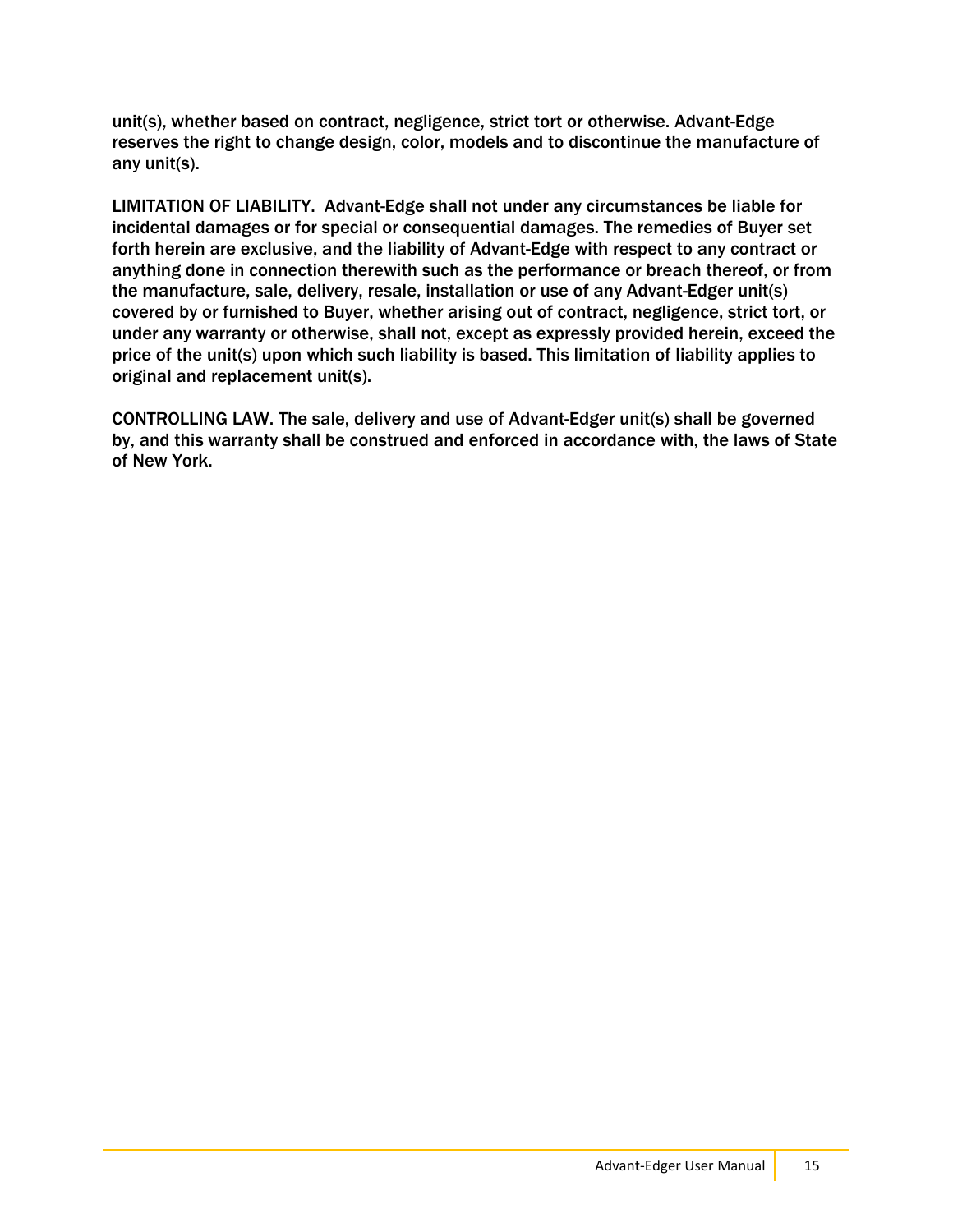unit(s), whether based on contract, negligence, strict tort or otherwise. Advant-Edge reserves the right to change design, color, models and to discontinue the manufacture of any unit(s).

LIMITATION OF LIABILITY. Advant-Edge shall not under any circumstances be liable for incidental damages or for special or consequential damages. The remedies of Buyer set forth herein are exclusive, and the liability of Advant-Edge with respect to any contract or anything done in connection therewith such as the performance or breach thereof, or from the manufacture, sale, delivery, resale, installation or use of any Advant-Edger unit(s) covered by or furnished to Buyer, whether arising out of contract, negligence, strict tort, or under any warranty or otherwise, shall not, except as expressly provided herein, exceed the price of the unit(s) upon which such liability is based. This limitation of liability applies to original and replacement unit(s).

CONTROLLING LAW. The sale, delivery and use of Advant-Edger unit(s) shall be governed by, and this warranty shall be construed and enforced in accordance with, the laws of State of New York.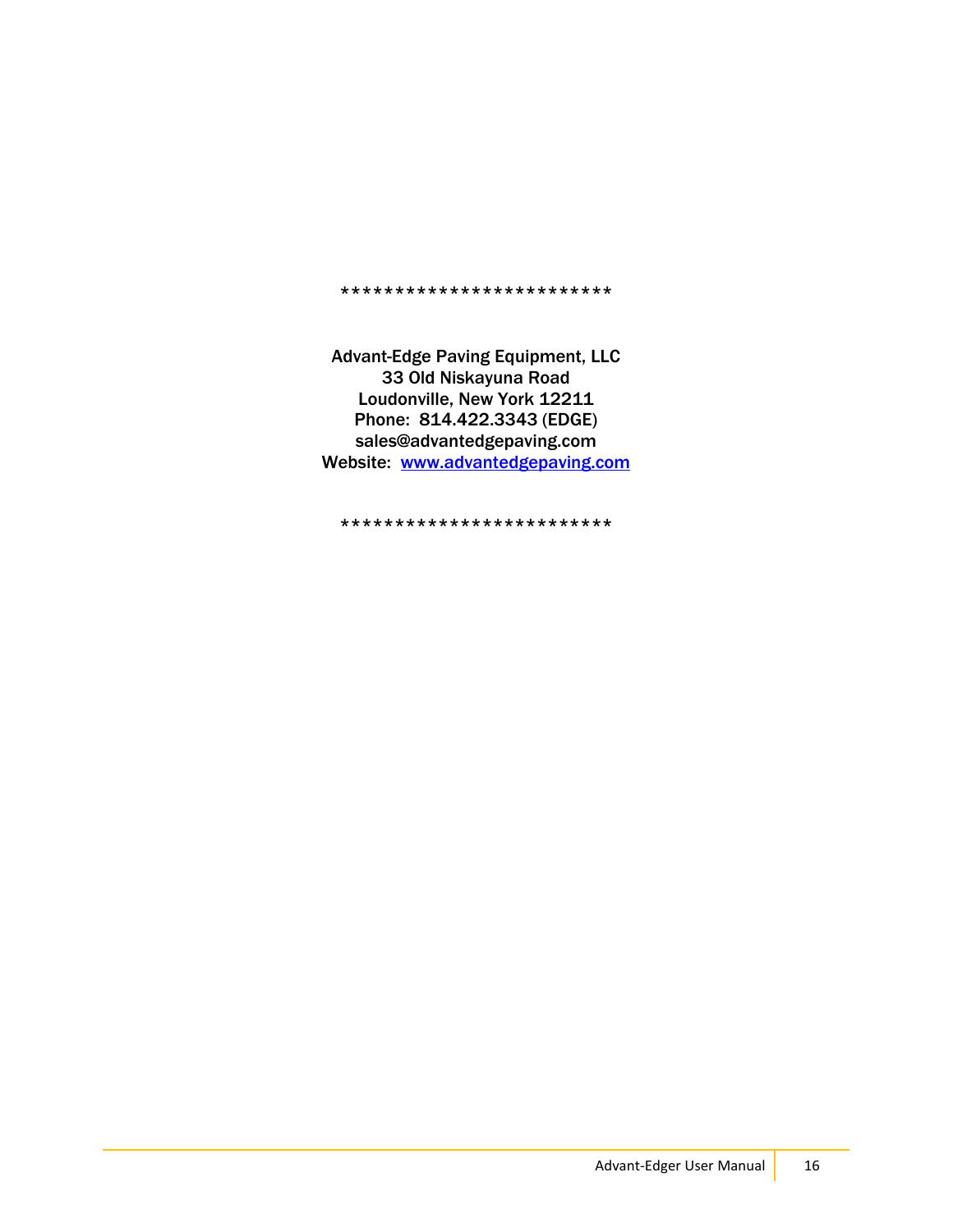*************************

Advant-Edge Paving Equipment, LLC
33 Old Niskayuna Road
Loudonville, New York 12211
Phone: 814.422.3343 (EDGE)
sales@advantedgepaving.com
Website: [www.advantedgepaving.com](http://www.advantedgepaving.com)

*************************